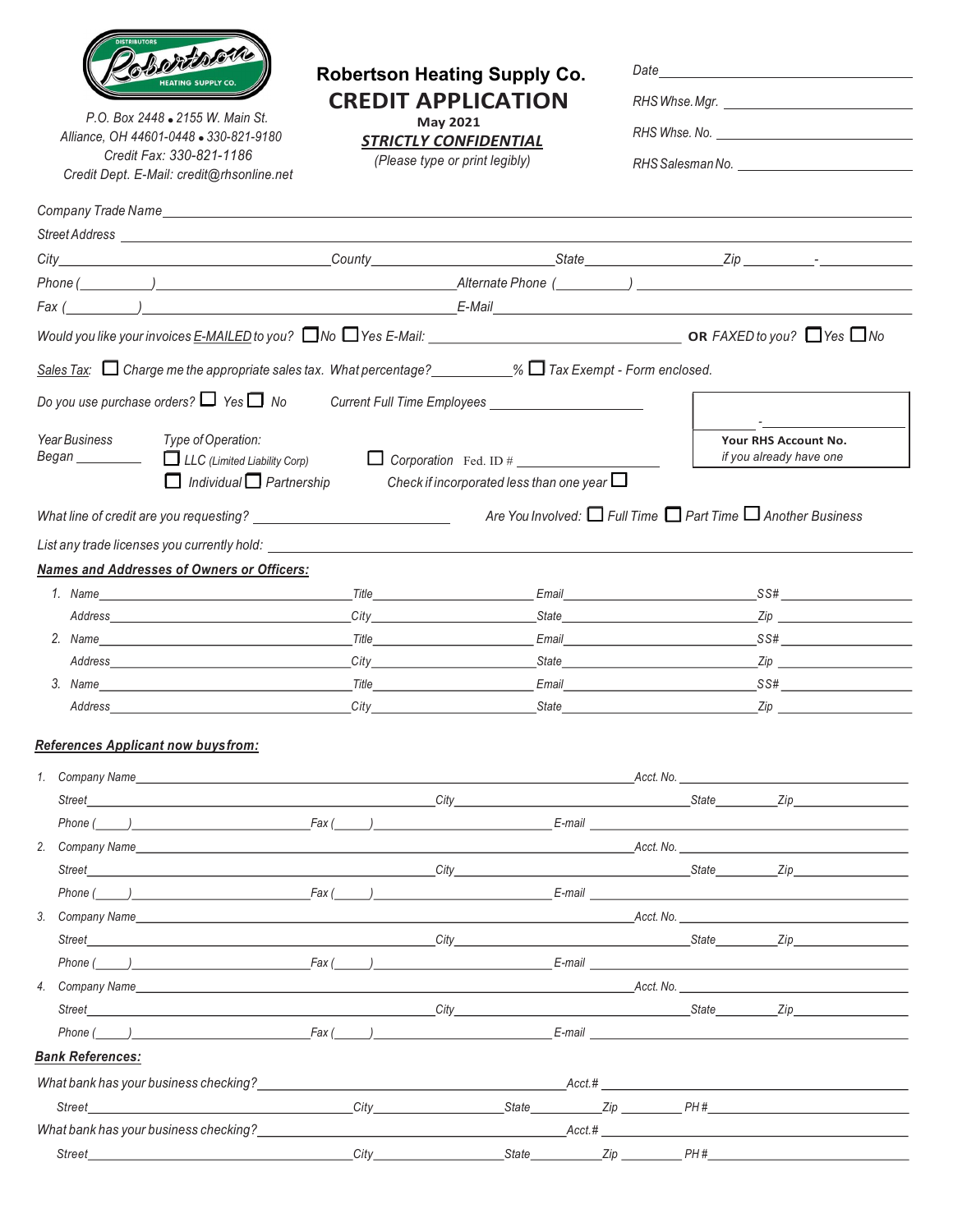DISTRIBUTORS Robertson HEATING SUPPLY CO.

P.O. Box 2448 • 2155 W. Main St.
Alliance, OH 44601-0448 • 330-821-9180
Credit Fax: 330-821-1186
Credit Dept. E-Mail: credit@rhsonline.net

# Robertson Heating Supply Co.

# CREDIT APPLICATION

**May 2021**

***STRICTLY CONFIDENTIAL***

*(Please type or print legibly)*

*Date* ______________________

*RHS Whse. Mgr.* ______________________

*RHS Whse. No.* ______________________

*RHS Salesman No.* ______________________

*Company Trade Name* ______________________

*Street Address* ______________________

*City* ______________ *County* ______________ *State* ______________ *Zip* ________-________

*Phone* (________) ______________________ *Alternate Phone* (________) ______________________

*Fax* (________) ______________________ *E-Mail* ______________________

*Would you like your invoices E-MAILED to you?* ☐ *No* ☐ *Yes E-Mail:* ______________________ **OR** *FAXED to you?* ☐ *Yes* ☐ *No*

*Sales Tax:* ☐ *Charge me the appropriate sales tax. What percentage?* ________% ☐ *Tax Exempt - Form enclosed.*

*Do you use purchase orders?* ☐ *Yes* ☐ *No* *Current Full Time Employees* ______________________

________-________
**Your RHS Account No.**
*if you already have one*

*Year Business Began* ________

*Type of Operation:*
☐ *LLC (Limited Liability Corp)* ☐ *Corporation* Fed. ID # ______________________
☐ *Individual* ☐ *Partnership* *Check if incorporated less than one year* ☐

*What line of credit are you requesting?* ______________________ *Are You Involved:* ☐ *Full Time* ☐ *Part Time* ☐ *Another Business*

*List any trade licenses you currently hold:* ______________________

***Names and Addresses of Owners or Officers:***

1. *Name* ______________ *Title* ______________ *Email* ______________ *SS#* ______________
   *Address* ______________ *City* ______________ *State* ______________ *Zip* ______________
2. *Name* ______________ *Title* ______________ *Email* ______________ *SS#* ______________
   *Address* ______________ *City* ______________ *State* ______________ *Zip* ______________
3. *Name* ______________ *Title* ______________ *Email* ______________ *SS#* ______________
   *Address* ______________ *City* ______________ *State* ______________ *Zip* ______________

***References Applicant now buys from:***

1. *Company Name* ______________________ *Acct. No.* ______________
   *Street* ______________ *City* ______________ *State* ________ *Zip* ________
   *Phone* (_____) ______________ *Fax* (_____) ______________ *E-mail* ______________
2. *Company Name* ______________________ *Acct. No.* ______________
   *Street* ______________ *City* ______________ *State* ________ *Zip* ________
   *Phone* (_____) ______________ *Fax* (_____) ______________ *E-mail* ______________
3. *Company Name* ______________________ *Acct. No.* ______________
   *Street* ______________ *City* ______________ *State* ________ *Zip* ________
   *Phone* (_____) ______________ *Fax* (_____) ______________ *E-mail* ______________
4. *Company Name* ______________________ *Acct. No.* ______________
   *Street* ______________ *City* ______________ *State* ________ *Zip* ________
   *Phone* (_____) ______________ *Fax* (_____) ______________ *E-mail* ______________

***Bank References:***

*What bank has your business checking?* ______________________ *Acct.#* ______________
*Street* ______________ *City* ______________ *State* ________ *Zip* ________ *PH#* ______________

*What bank has your business checking?* ______________________ *Acct.#* ______________
*Street* ______________ *City* ______________ *State* ________ *Zip* ________ *PH#* ______________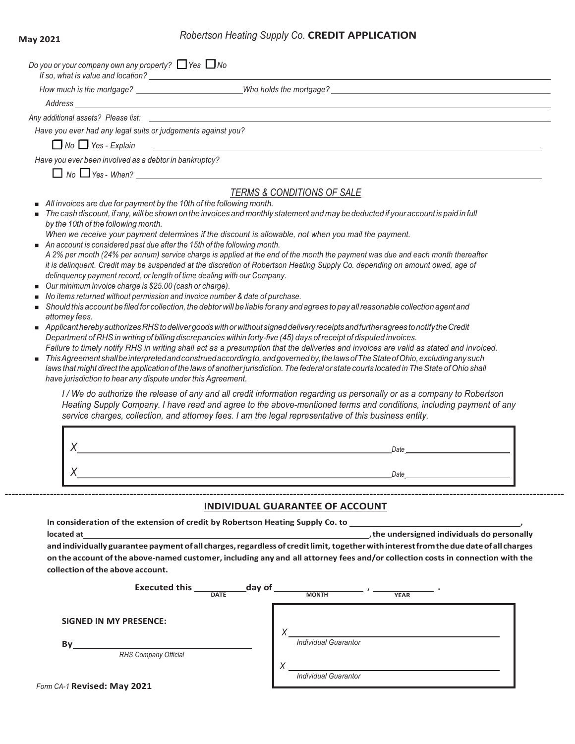**May 2021**

# *Robertson Heating Supply Co.* **CREDIT APPLICATION**

*Do you or your company own any property?* ☐ *Yes* ☐ *No*

*If so, what is value and location?* ______________________________

*How much is the mortgage?* ______________ *Who holds the mortgage?* ______________________________

*Address* ______________________________

*Any additional assets? Please list:* ______________________________

*Have you ever had any legal suits or judgements against you?*

☐ *No* ☐ *Yes - Explain* ______________________________

*Have you ever been involved as a debtor in bankruptcy?*

☐ *No* ☐ *Yes - When?* ______________________________

## *TERMS & CONDITIONS OF SALE*

- *All invoices are due for payment by the 10th of the following month.*
- *The cash discount, if any, will be shown on the invoices and monthly statement and may be deducted if your account is paid in full by the 10th of the following month.*
  *When we receive your payment determines if the discount is allowable, not when you mail the payment.*
- *An account is considered past due after the 15th of the following month.*
  *A 2% per month (24% per annum) service charge is applied at the end of the month the payment was due and each month thereafter it is delinquent. Credit may be suspended at the discretion of Robertson Heating Supply Co. depending on amount owed, age of delinquency payment record, or length of time dealing with our Company.*
- *Our minimum invoice charge is $25.00 (cash or charge).*
- *No items returned without permission and invoice number & date of purchase.*
- *Should this account be filed for collection, the debtor will be liable for any and agrees to pay all reasonable collection agent and attorney fees.*
- *Applicant hereby authorizes RHS to deliver goods with or without signed delivery receipts and further agrees to notify the Credit Department of RHS in writing of billing discrepancies within forty-five (45) days of receipt of disputed invoices.*
  *Failure to timely notify RHS in writing shall act as a presumption that the deliveries and invoices are valid as stated and invoiced.*
- *This Agreement shall be interpreted and construed according to, and governed by, the laws of The State of Ohio, excluding any such laws that might direct the application of the laws of another jurisdiction. The federal or state courts located in The State of Ohio shall have jurisdiction to hear any dispute under this Agreement.*

*I / We do authorize the release of any and all credit information regarding us personally or as a company to Robertson Heating Supply Company. I have read and agree to the above-mentioned terms and conditions, including payment of any service charges, collection, and attorney fees. I am the legal representative of this business entity.*

*X* ______________________________ *Date* ______________

*X* ______________________________ *Date* ______________

---

## INDIVIDUAL GUARANTEE OF ACCOUNT

**In consideration of the extension of credit by Robertson Heating Supply Co. to ______________________________, located at ______________________________, the undersigned individuals do personally and individually guarantee payment of all charges, regardless of credit limit, together with interest from the due date of all charges on the account of the above-named customer, including any and all attorney fees and/or collection costs in connection with the collection of the above account.**

**Executed this** ________ (DATE) **day of** ______________ (MONTH) **,** ________ (YEAR) **.**

**SIGNED IN MY PRESENCE:**

**By** ______________________________
*RHS Company Official*

*X* ______________________________
*Individual Guarantor*

*X* ______________________________
*Individual Guarantor*

*Form CA-1* **Revised: May 2021**